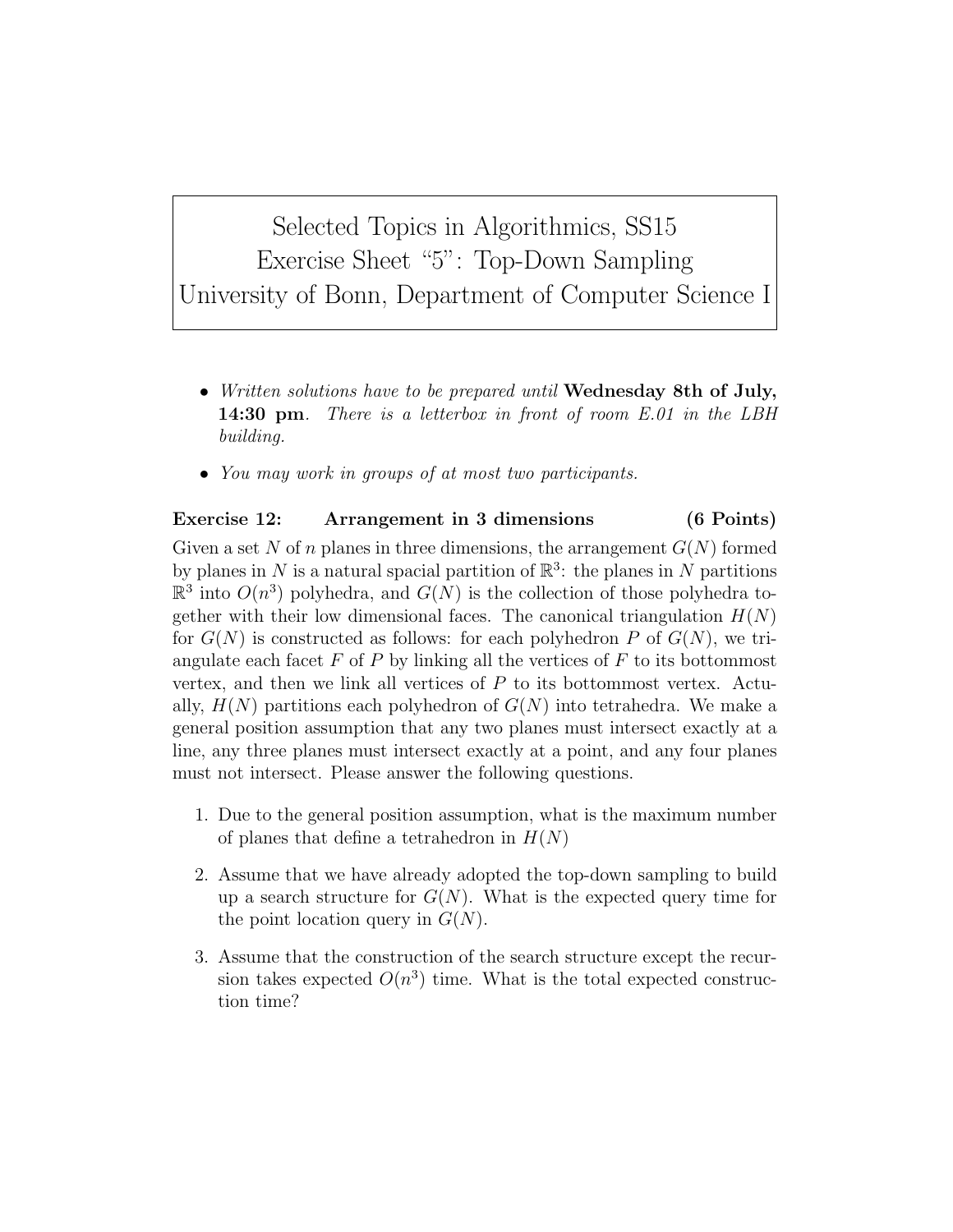# Selected Topics in Algorithmics, SS15
## Exercise Sheet "5": Top-Down Sampling
### University of Bonn, Department of Computer Science I

- *Written solutions have to be prepared until* **Wednesday 8th of July, 14:30 pm**. *There is a letterbox in front of room E.01 in the LBH building.*
- *You may work in groups of at most two participants.*

**Exercise 12: Arrangement in 3 dimensions (6 Points)**

Given a set $N$ of $n$ planes in three dimensions, the arrangement $G(N)$ formed by planes in $N$ is a natural spacial partition of $\mathbb{R}^3$: the planes in $N$ partitions $\mathbb{R}^3$ into $O(n^3)$ polyhedra, and $G(N)$ is the collection of those polyhedra together with their low dimensional faces. The canonical triangulation $H(N)$ for $G(N)$ is constructed as follows: for each polyhedron $P$ of $G(N)$, we triangulate each facet $F$ of $P$ by linking all the vertices of $F$ to its bottommost vertex, and then we link all vertices of $P$ to its bottommost vertex. Actually, $H(N)$ partitions each polyhedron of $G(N)$ into tetrahedra. We make a general position assumption that any two planes must intersect exactly at a line, any three planes must intersect exactly at a point, and any four planes must not intersect. Please answer the following questions.

1. Due to the general position assumption, what is the maximum number of planes that define a tetrahedron in $H(N)$
2. Assume that we have already adopted the top-down sampling to build up a search structure for $G(N)$. What is the expected query time for the point location query in $G(N)$.
3. Assume that the construction of the search structure except the recursion takes expected $O(n^3)$ time. What is the total expected construction time?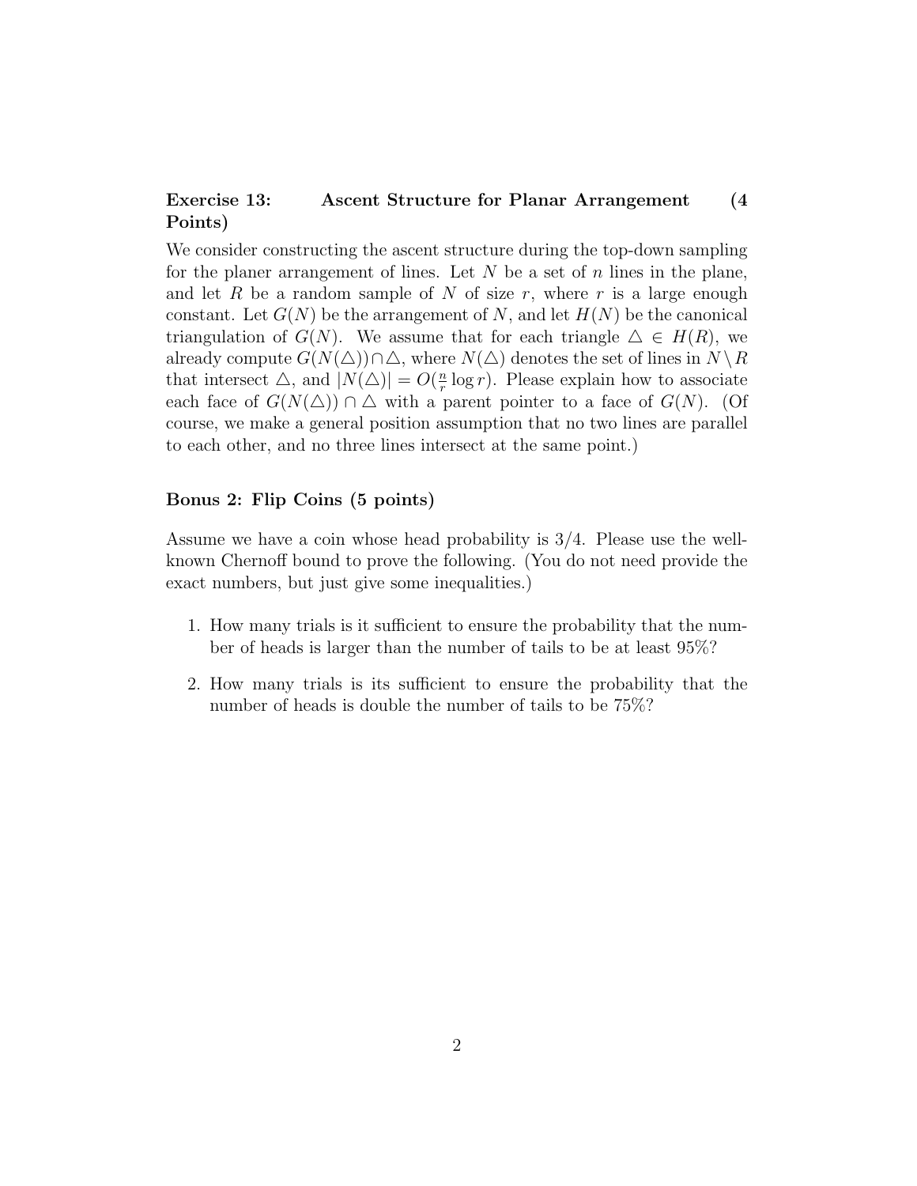**Exercise 13: Ascent Structure for Planar Arrangement (4 Points)**

We consider constructing the ascent structure during the top-down sampling for the planer arrangement of lines. Let $N$ be a set of $n$ lines in the plane, and let $R$ be a random sample of $N$ of size $r$, where $r$ is a large enough constant. Let $G(N)$ be the arrangement of $N$, and let $H(N)$ be the canonical triangulation of $G(N)$. We assume that for each triangle $\triangle \in H(R)$, we already compute $G(N(\triangle)) \cap \triangle$, where $N(\triangle)$ denotes the set of lines in $N \setminus R$ that intersect $\triangle$, and $|N(\triangle)| = O(\frac{n}{r} \log r)$. Please explain how to associate each face of $G(N(\triangle)) \cap \triangle$ with a parent pointer to a face of $G(N)$. (Of course, we make a general position assumption that no two lines are parallel to each other, and no three lines intersect at the same point.)

**Bonus 2: Flip Coins (5 points)**

Assume we have a coin whose head probability is $3/4$. Please use the well-known Chernoff bound to prove the following. (You do not need provide the exact numbers, but just give some inequalities.)

1. How many trials is it sufficient to ensure the probability that the number of heads is larger than the number of tails to be at least 95%?
2. How many trials is its sufficient to ensure the probability that the number of heads is double the number of tails to be 75%?